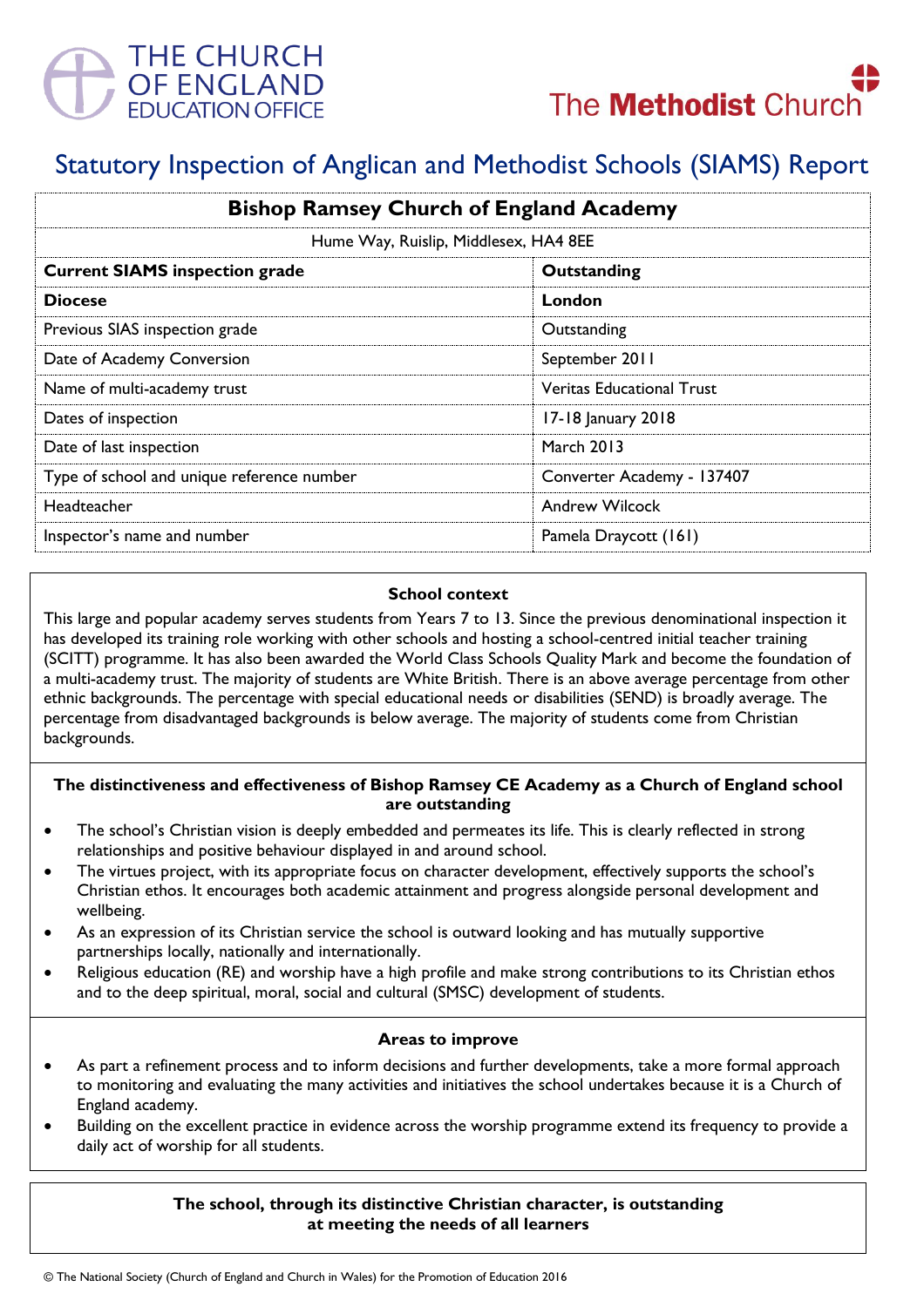THE CHURCH OF ENGLAND EDUCATION OFFICE

The Methodist Church

# Statutory Inspection of Anglican and Methodist Schools (SIAMS) Report

| Bishop Ramsey Church of England Academy | |
|---|---|
| Hume Way, Ruislip, Middlesex, HA4 8EE | |
| **Current SIAMS inspection grade** | **Outstanding** |
| **Diocese** | **London** |
| Previous SIAS inspection grade | Outstanding |
| Date of Academy Conversion | September 2011 |
| Name of multi-academy trust | Veritas Educational Trust |
| Dates of inspection | 17-18 January 2018 |
| Date of last inspection | March 2013 |
| Type of school and unique reference number | Converter Academy - 137407 |
| Headteacher | Andrew Wilcock |
| Inspector's name and number | Pamela Draycott (161) |

### School context

This large and popular academy serves students from Years 7 to 13. Since the previous denominational inspection it has developed its training role working with other schools and hosting a school-centred initial teacher training (SCITT) programme. It has also been awarded the World Class Schools Quality Mark and become the foundation of a multi-academy trust. The majority of students are White British. There is an above average percentage from other ethnic backgrounds. The percentage with special educational needs or disabilities (SEND) is broadly average. The percentage from disadvantaged backgrounds is below average. The majority of students come from Christian backgrounds.

### The distinctiveness and effectiveness of Bishop Ramsey CE Academy as a Church of England school are outstanding

- The school's Christian vision is deeply embedded and permeates its life. This is clearly reflected in strong relationships and positive behaviour displayed in and around school.
- The virtues project, with its appropriate focus on character development, effectively supports the school's Christian ethos. It encourages both academic attainment and progress alongside personal development and wellbeing.
- As an expression of its Christian service the school is outward looking and has mutually supportive partnerships locally, nationally and internationally.
- Religious education (RE) and worship have a high profile and make strong contributions to its Christian ethos and to the deep spiritual, moral, social and cultural (SMSC) development of students.

### Areas to improve

- As part a refinement process and to inform decisions and further developments, take a more formal approach to monitoring and evaluating the many activities and initiatives the school undertakes because it is a Church of England academy.
- Building on the excellent practice in evidence across the worship programme extend its frequency to provide a daily act of worship for all students.

### The school, through its distinctive Christian character, is outstanding at meeting the needs of all learners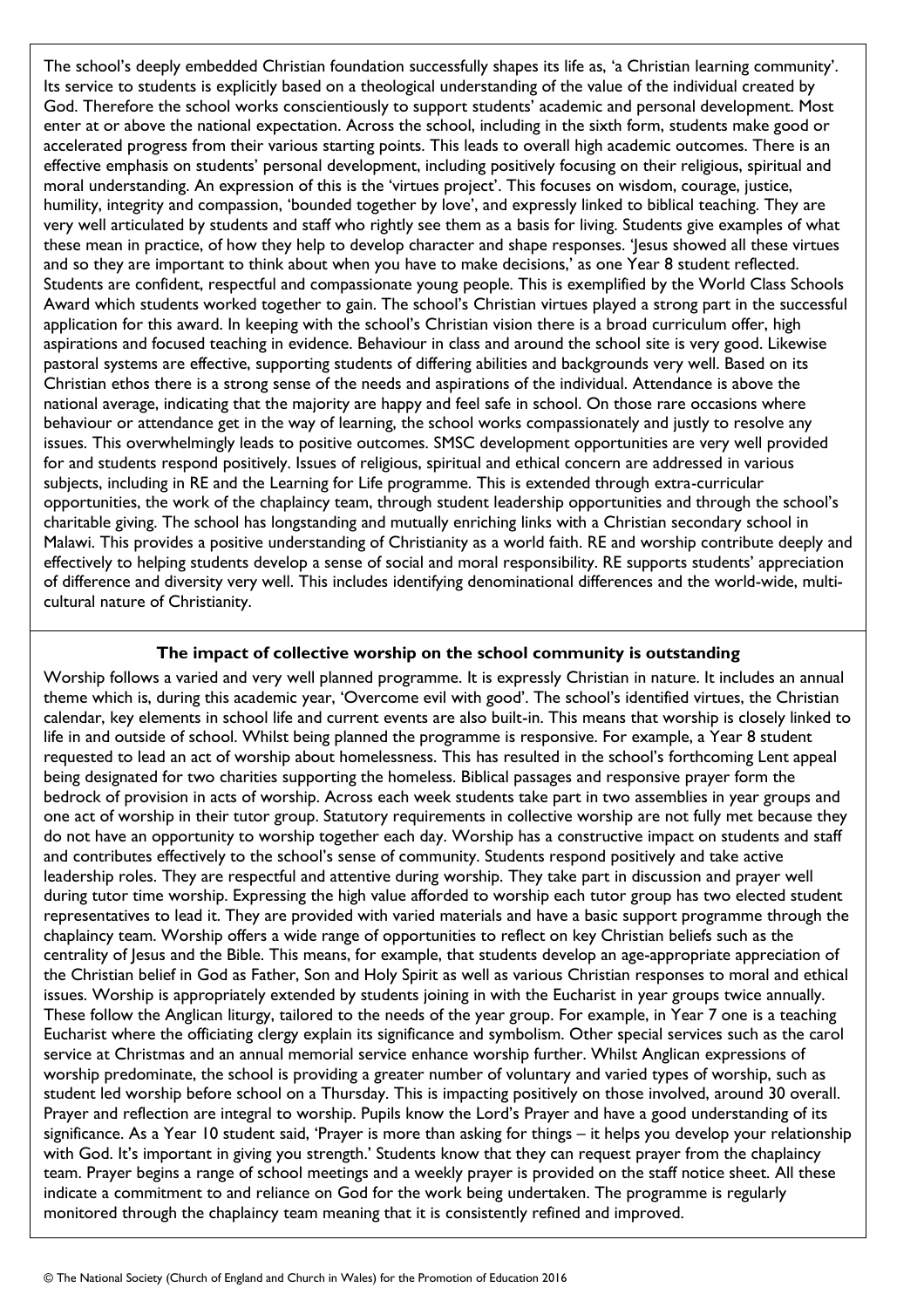The school's deeply embedded Christian foundation successfully shapes its life as, 'a Christian learning community'. Its service to students is explicitly based on a theological understanding of the value of the individual created by God. Therefore the school works conscientiously to support students' academic and personal development. Most enter at or above the national expectation. Across the school, including in the sixth form, students make good or accelerated progress from their various starting points. This leads to overall high academic outcomes. There is an effective emphasis on students' personal development, including positively focusing on their religious, spiritual and moral understanding. An expression of this is the 'virtues project'. This focuses on wisdom, courage, justice, humility, integrity and compassion, 'bounded together by love', and expressly linked to biblical teaching. They are very well articulated by students and staff who rightly see them as a basis for living. Students give examples of what these mean in practice, of how they help to develop character and shape responses. 'Jesus showed all these virtues and so they are important to think about when you have to make decisions,' as one Year 8 student reflected. Students are confident, respectful and compassionate young people. This is exemplified by the World Class Schools Award which students worked together to gain. The school's Christian virtues played a strong part in the successful application for this award. In keeping with the school's Christian vision there is a broad curriculum offer, high aspirations and focused teaching in evidence. Behaviour in class and around the school site is very good. Likewise pastoral systems are effective, supporting students of differing abilities and backgrounds very well. Based on its Christian ethos there is a strong sense of the needs and aspirations of the individual. Attendance is above the national average, indicating that the majority are happy and feel safe in school. On those rare occasions where behaviour or attendance get in the way of learning, the school works compassionately and justly to resolve any issues. This overwhelmingly leads to positive outcomes. SMSC development opportunities are very well provided for and students respond positively. Issues of religious, spiritual and ethical concern are addressed in various subjects, including in RE and the Learning for Life programme. This is extended through extra-curricular opportunities, the work of the chaplaincy team, through student leadership opportunities and through the school's charitable giving. The school has longstanding and mutually enriching links with a Christian secondary school in Malawi. This provides a positive understanding of Christianity as a world faith. RE and worship contribute deeply and effectively to helping students develop a sense of social and moral responsibility. RE supports students' appreciation of difference and diversity very well. This includes identifying denominational differences and the world-wide, multi-cultural nature of Christianity.

**The impact of collective worship on the school community is outstanding**

Worship follows a varied and very well planned programme. It is expressly Christian in nature. It includes an annual theme which is, during this academic year, 'Overcome evil with good'. The school's identified virtues, the Christian calendar, key elements in school life and current events are also built-in. This means that worship is closely linked to life in and outside of school. Whilst being planned the programme is responsive. For example, a Year 8 student requested to lead an act of worship about homelessness. This has resulted in the school's forthcoming Lent appeal being designated for two charities supporting the homeless. Biblical passages and responsive prayer form the bedrock of provision in acts of worship. Across each week students take part in two assemblies in year groups and one act of worship in their tutor group. Statutory requirements in collective worship are not fully met because they do not have an opportunity to worship together each day. Worship has a constructive impact on students and staff and contributes effectively to the school's sense of community. Students respond positively and take active leadership roles. They are respectful and attentive during worship. They take part in discussion and prayer well during tutor time worship. Expressing the high value afforded to worship each tutor group has two elected student representatives to lead it. They are provided with varied materials and have a basic support programme through the chaplaincy team. Worship offers a wide range of opportunities to reflect on key Christian beliefs such as the centrality of Jesus and the Bible. This means, for example, that students develop an age-appropriate appreciation of the Christian belief in God as Father, Son and Holy Spirit as well as various Christian responses to moral and ethical issues. Worship is appropriately extended by students joining in with the Eucharist in year groups twice annually. These follow the Anglican liturgy, tailored to the needs of the year group. For example, in Year 7 one is a teaching Eucharist where the officiating clergy explain its significance and symbolism. Other special services such as the carol service at Christmas and an annual memorial service enhance worship further. Whilst Anglican expressions of worship predominate, the school is providing a greater number of voluntary and varied types of worship, such as student led worship before school on a Thursday. This is impacting positively on those involved, around 30 overall. Prayer and reflection are integral to worship. Pupils know the Lord's Prayer and have a good understanding of its significance. As a Year 10 student said, 'Prayer is more than asking for things – it helps you develop your relationship with God. It's important in giving you strength.' Students know that they can request prayer from the chaplaincy team. Prayer begins a range of school meetings and a weekly prayer is provided on the staff notice sheet. All these indicate a commitment to and reliance on God for the work being undertaken. The programme is regularly monitored through the chaplaincy team meaning that it is consistently refined and improved.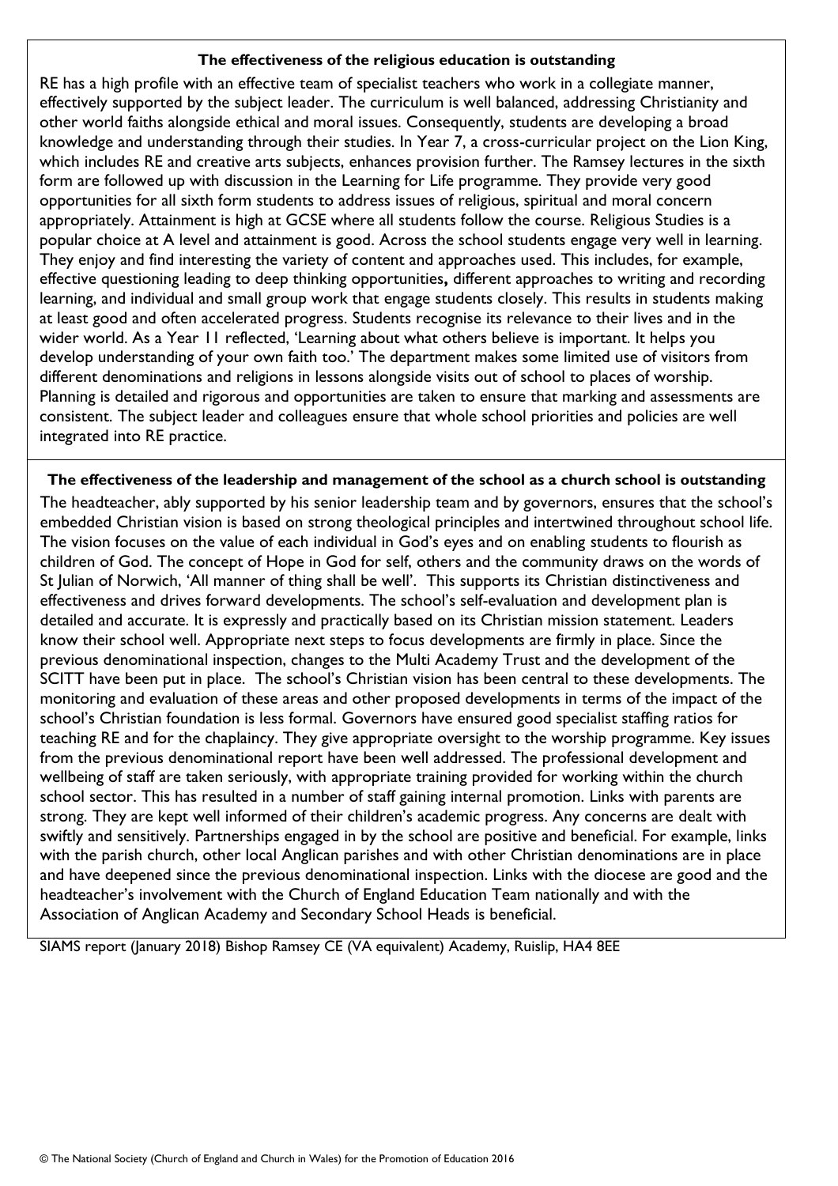**The effectiveness of the religious education is outstanding**

RE has a high profile with an effective team of specialist teachers who work in a collegiate manner, effectively supported by the subject leader. The curriculum is well balanced, addressing Christianity and other world faiths alongside ethical and moral issues. Consequently, students are developing a broad knowledge and understanding through their studies. In Year 7, a cross-curricular project on the Lion King, which includes RE and creative arts subjects, enhances provision further. The Ramsey lectures in the sixth form are followed up with discussion in the Learning for Life programme. They provide very good opportunities for all sixth form students to address issues of religious, spiritual and moral concern appropriately. Attainment is high at GCSE where all students follow the course. Religious Studies is a popular choice at A level and attainment is good. Across the school students engage very well in learning. They enjoy and find interesting the variety of content and approaches used. This includes, for example, effective questioning leading to deep thinking opportunities**,** different approaches to writing and recording learning, and individual and small group work that engage students closely. This results in students making at least good and often accelerated progress. Students recognise its relevance to their lives and in the wider world. As a Year 11 reflected, 'Learning about what others believe is important. It helps you develop understanding of your own faith too.' The department makes some limited use of visitors from different denominations and religions in lessons alongside visits out of school to places of worship. Planning is detailed and rigorous and opportunities are taken to ensure that marking and assessments are consistent. The subject leader and colleagues ensure that whole school priorities and policies are well integrated into RE practice.

**The effectiveness of the leadership and management of the school as a church school is outstanding**

The headteacher, ably supported by his senior leadership team and by governors, ensures that the school's embedded Christian vision is based on strong theological principles and intertwined throughout school life. The vision focuses on the value of each individual in God's eyes and on enabling students to flourish as children of God. The concept of Hope in God for self, others and the community draws on the words of St Julian of Norwich, 'All manner of thing shall be well'. This supports its Christian distinctiveness and effectiveness and drives forward developments. The school's self-evaluation and development plan is detailed and accurate. It is expressly and practically based on its Christian mission statement. Leaders know their school well. Appropriate next steps to focus developments are firmly in place. Since the previous denominational inspection, changes to the Multi Academy Trust and the development of the SCITT have been put in place. The school's Christian vision has been central to these developments. The monitoring and evaluation of these areas and other proposed developments in terms of the impact of the school's Christian foundation is less formal. Governors have ensured good specialist staffing ratios for teaching RE and for the chaplaincy. They give appropriate oversight to the worship programme. Key issues from the previous denominational report have been well addressed. The professional development and wellbeing of staff are taken seriously, with appropriate training provided for working within the church school sector. This has resulted in a number of staff gaining internal promotion. Links with parents are strong. They are kept well informed of their children's academic progress. Any concerns are dealt with swiftly and sensitively. Partnerships engaged in by the school are positive and beneficial. For example, links with the parish church, other local Anglican parishes and with other Christian denominations are in place and have deepened since the previous denominational inspection. Links with the diocese are good and the headteacher's involvement with the Church of England Education Team nationally and with the Association of Anglican Academy and Secondary School Heads is beneficial.

SIAMS report (January 2018) Bishop Ramsey CE (VA equivalent) Academy, Ruislip, HA4 8EE

© The National Society (Church of England and Church in Wales) for the Promotion of Education 2016